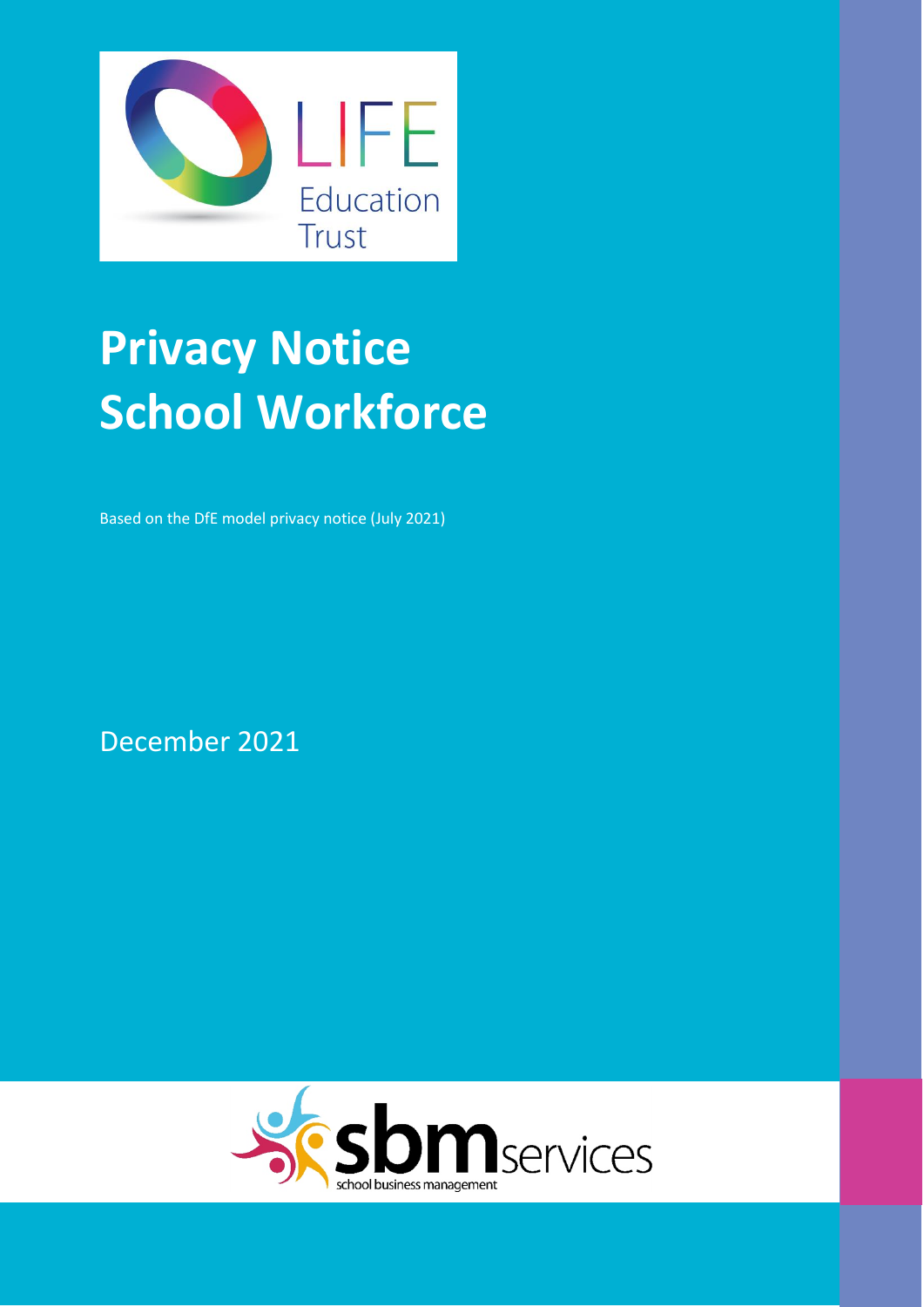LIFE Education Trust

# Privacy Notice School Workforce

Based on the DfE model privacy notice (July 2021)

December 2021

sbm services school business management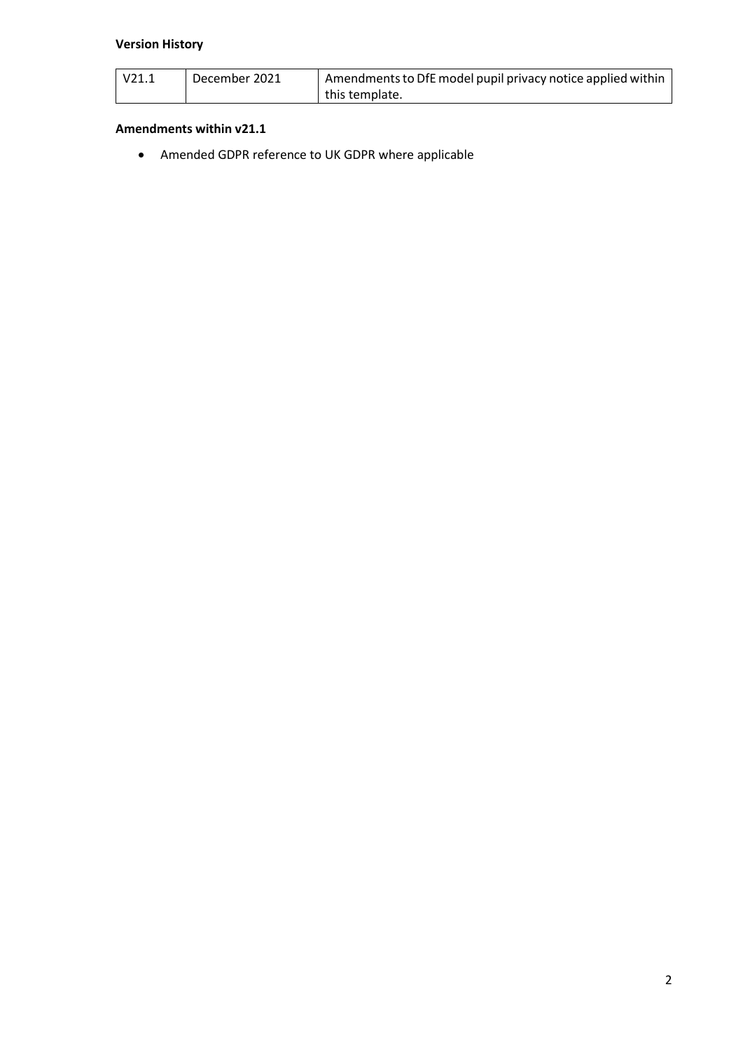**Version History**

| V21.1 | December 2021 | Amendments to DfE model pupil privacy notice applied within this template. |
|---|---|---|

**Amendments within v21.1**

- Amended GDPR reference to UK GDPR where applicable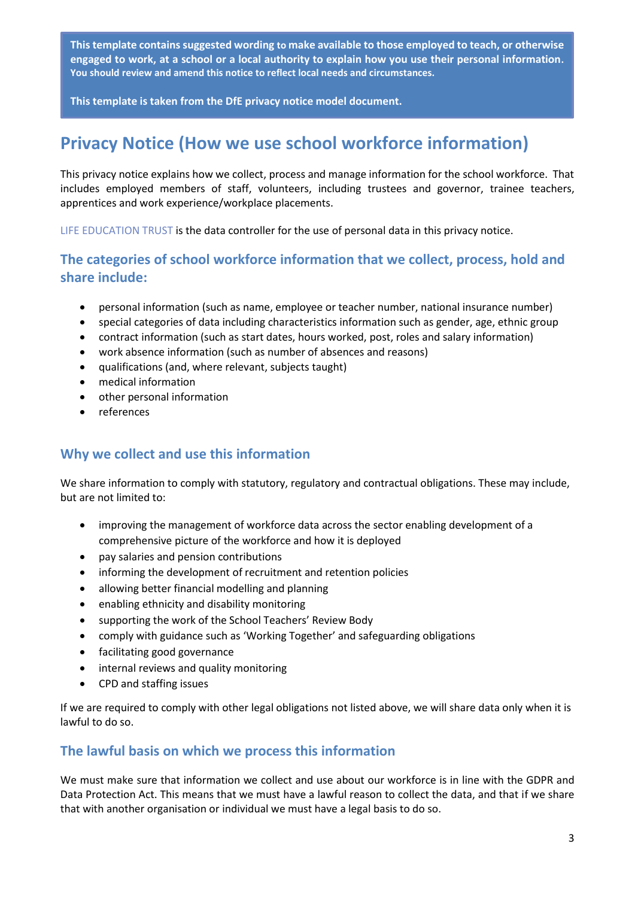**This template contains suggested wording to make available to those employed to teach, or otherwise engaged to work, at a school or a local authority to explain how you use their personal information. You should review and amend this notice to reflect local needs and circumstances.**

**This template is taken from the DfE privacy notice model document.**

# Privacy Notice (How we use school workforce information)

This privacy notice explains how we collect, process and manage information for the school workforce. That includes employed members of staff, volunteers, including trustees and governor, trainee teachers, apprentices and work experience/workplace placements.

LIFE EDUCATION TRUST is the data controller for the use of personal data in this privacy notice.

## The categories of school workforce information that we collect, process, hold and share include:

- personal information (such as name, employee or teacher number, national insurance number)
- special categories of data including characteristics information such as gender, age, ethnic group
- contract information (such as start dates, hours worked, post, roles and salary information)
- work absence information (such as number of absences and reasons)
- qualifications (and, where relevant, subjects taught)
- medical information
- other personal information
- references

## Why we collect and use this information

We share information to comply with statutory, regulatory and contractual obligations. These may include, but are not limited to:

- improving the management of workforce data across the sector enabling development of a comprehensive picture of the workforce and how it is deployed
- pay salaries and pension contributions
- informing the development of recruitment and retention policies
- allowing better financial modelling and planning
- enabling ethnicity and disability monitoring
- supporting the work of the School Teachers' Review Body
- comply with guidance such as 'Working Together' and safeguarding obligations
- facilitating good governance
- internal reviews and quality monitoring
- CPD and staffing issues

If we are required to comply with other legal obligations not listed above, we will share data only when it is lawful to do so.

## The lawful basis on which we process this information

We must make sure that information we collect and use about our workforce is in line with the GDPR and Data Protection Act. This means that we must have a lawful reason to collect the data, and that if we share that with another organisation or individual we must have a legal basis to do so.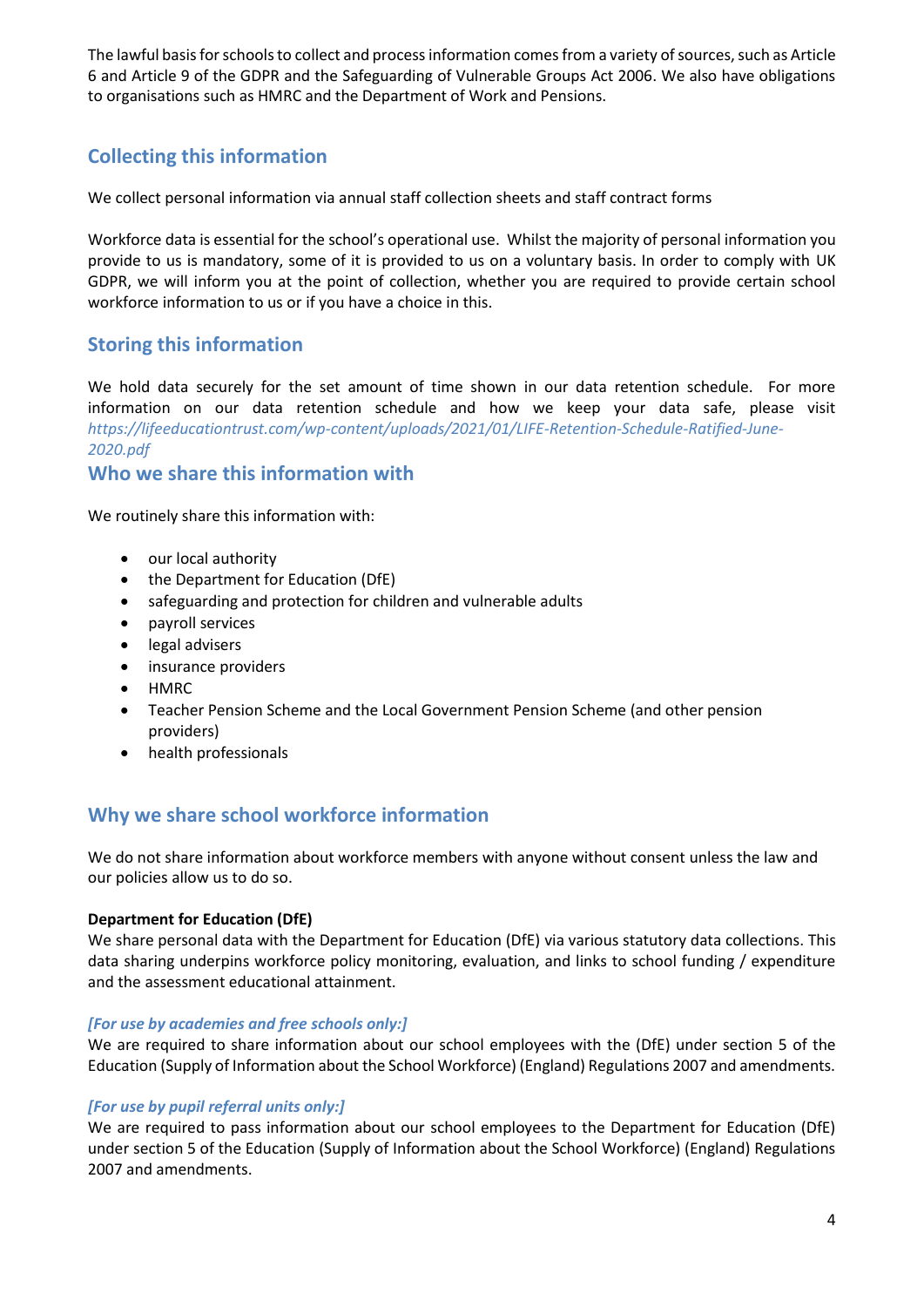The lawful basis for schools to collect and process information comes from a variety of sources, such as Article 6 and Article 9 of the GDPR and the Safeguarding of Vulnerable Groups Act 2006. We also have obligations to organisations such as HMRC and the Department of Work and Pensions.

## Collecting this information

We collect personal information via annual staff collection sheets and staff contract forms

Workforce data is essential for the school's operational use. Whilst the majority of personal information you provide to us is mandatory, some of it is provided to us on a voluntary basis. In order to comply with UK GDPR, we will inform you at the point of collection, whether you are required to provide certain school workforce information to us or if you have a choice in this.

## Storing this information

We hold data securely for the set amount of time shown in our data retention schedule. For more information on our data retention schedule and how we keep your data safe, please visit *https://lifeeducationtrust.com/wp-content/uploads/2021/01/LIFE-Retention-Schedule-Ratified-June-2020.pdf*

## Who we share this information with

We routinely share this information with:

- our local authority
- the Department for Education (DfE)
- safeguarding and protection for children and vulnerable adults
- payroll services
- legal advisers
- insurance providers
- HMRC
- Teacher Pension Scheme and the Local Government Pension Scheme (and other pension providers)
- health professionals

## Why we share school workforce information

We do not share information about workforce members with anyone without consent unless the law and our policies allow us to do so.

**Department for Education (DfE)**
We share personal data with the Department for Education (DfE) via various statutory data collections. This data sharing underpins workforce policy monitoring, evaluation, and links to school funding / expenditure and the assessment educational attainment.

***[For use by academies and free schools only:]***
We are required to share information about our school employees with the (DfE) under section 5 of the Education (Supply of Information about the School Workforce) (England) Regulations 2007 and amendments.

***[For use by pupil referral units only:]***
We are required to pass information about our school employees to the Department for Education (DfE) under section 5 of the Education (Supply of Information about the School Workforce) (England) Regulations 2007 and amendments.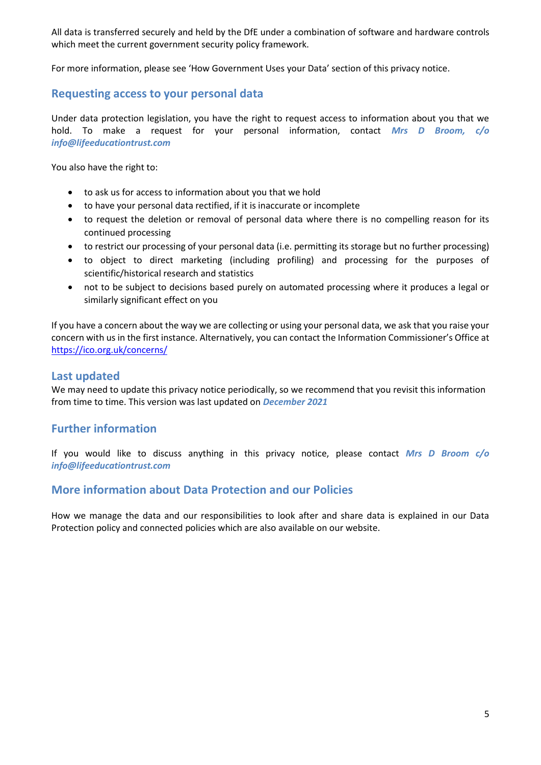All data is transferred securely and held by the DfE under a combination of software and hardware controls which meet the current government security policy framework.

For more information, please see 'How Government Uses your Data' section of this privacy notice.

## Requesting access to your personal data

Under data protection legislation, you have the right to request access to information about you that we hold. To make a request for your personal information, contact ***Mrs D Broom, c/o info@lifeeducationtrust.com***

You also have the right to:

- to ask us for access to information about you that we hold
- to have your personal data rectified, if it is inaccurate or incomplete
- to request the deletion or removal of personal data where there is no compelling reason for its continued processing
- to restrict our processing of your personal data (i.e. permitting its storage but no further processing)
- to object to direct marketing (including profiling) and processing for the purposes of scientific/historical research and statistics
- not to be subject to decisions based purely on automated processing where it produces a legal or similarly significant effect on you

If you have a concern about the way we are collecting or using your personal data, we ask that you raise your concern with us in the first instance. Alternatively, you can contact the Information Commissioner's Office at https://ico.org.uk/concerns/

## Last updated

We may need to update this privacy notice periodically, so we recommend that you revisit this information from time to time. This version was last updated on ***December 2021***

## Further information

If you would like to discuss anything in this privacy notice, please contact ***Mrs D Broom c/o info@lifeeducationtrust.com***

## More information about Data Protection and our Policies

How we manage the data and our responsibilities to look after and share data is explained in our Data Protection policy and connected policies which are also available on our website.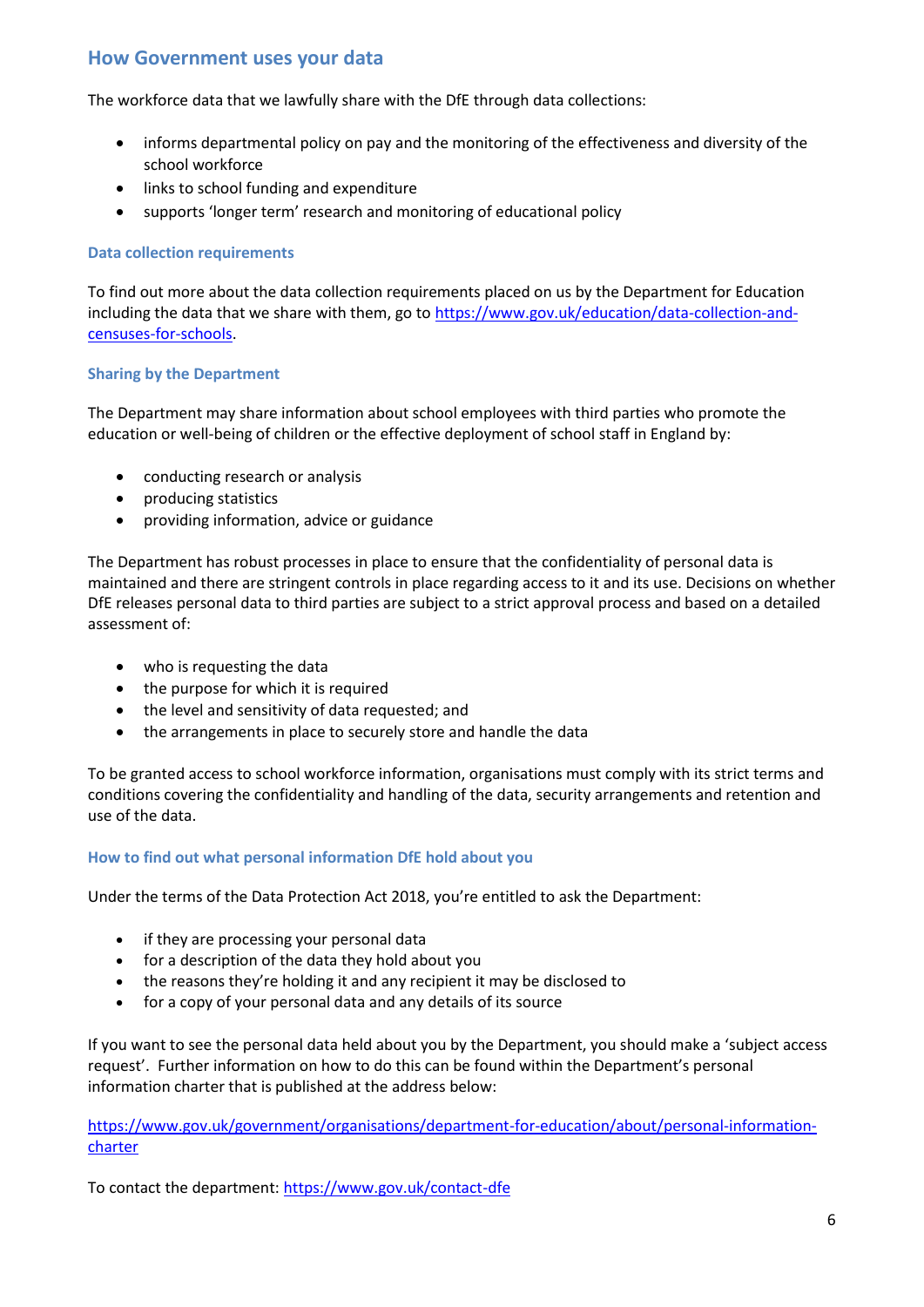## How Government uses your data

The workforce data that we lawfully share with the DfE through data collections:

- informs departmental policy on pay and the monitoring of the effectiveness and diversity of the school workforce
- links to school funding and expenditure
- supports 'longer term' research and monitoring of educational policy

### Data collection requirements

To find out more about the data collection requirements placed on us by the Department for Education including the data that we share with them, go to https://www.gov.uk/education/data-collection-and-censuses-for-schools.

### Sharing by the Department

The Department may share information about school employees with third parties who promote the education or well-being of children or the effective deployment of school staff in England by:

- conducting research or analysis
- producing statistics
- providing information, advice or guidance

The Department has robust processes in place to ensure that the confidentiality of personal data is maintained and there are stringent controls in place regarding access to it and its use. Decisions on whether DfE releases personal data to third parties are subject to a strict approval process and based on a detailed assessment of:

- who is requesting the data
- the purpose for which it is required
- the level and sensitivity of data requested; and
- the arrangements in place to securely store and handle the data

To be granted access to school workforce information, organisations must comply with its strict terms and conditions covering the confidentiality and handling of the data, security arrangements and retention and use of the data.

### How to find out what personal information DfE hold about you

Under the terms of the Data Protection Act 2018, you're entitled to ask the Department:

- if they are processing your personal data
- for a description of the data they hold about you
- the reasons they're holding it and any recipient it may be disclosed to
- for a copy of your personal data and any details of its source

If you want to see the personal data held about you by the Department, you should make a 'subject access request'. Further information on how to do this can be found within the Department's personal information charter that is published at the address below:

https://www.gov.uk/government/organisations/department-for-education/about/personal-information-charter

To contact the department: https://www.gov.uk/contact-dfe